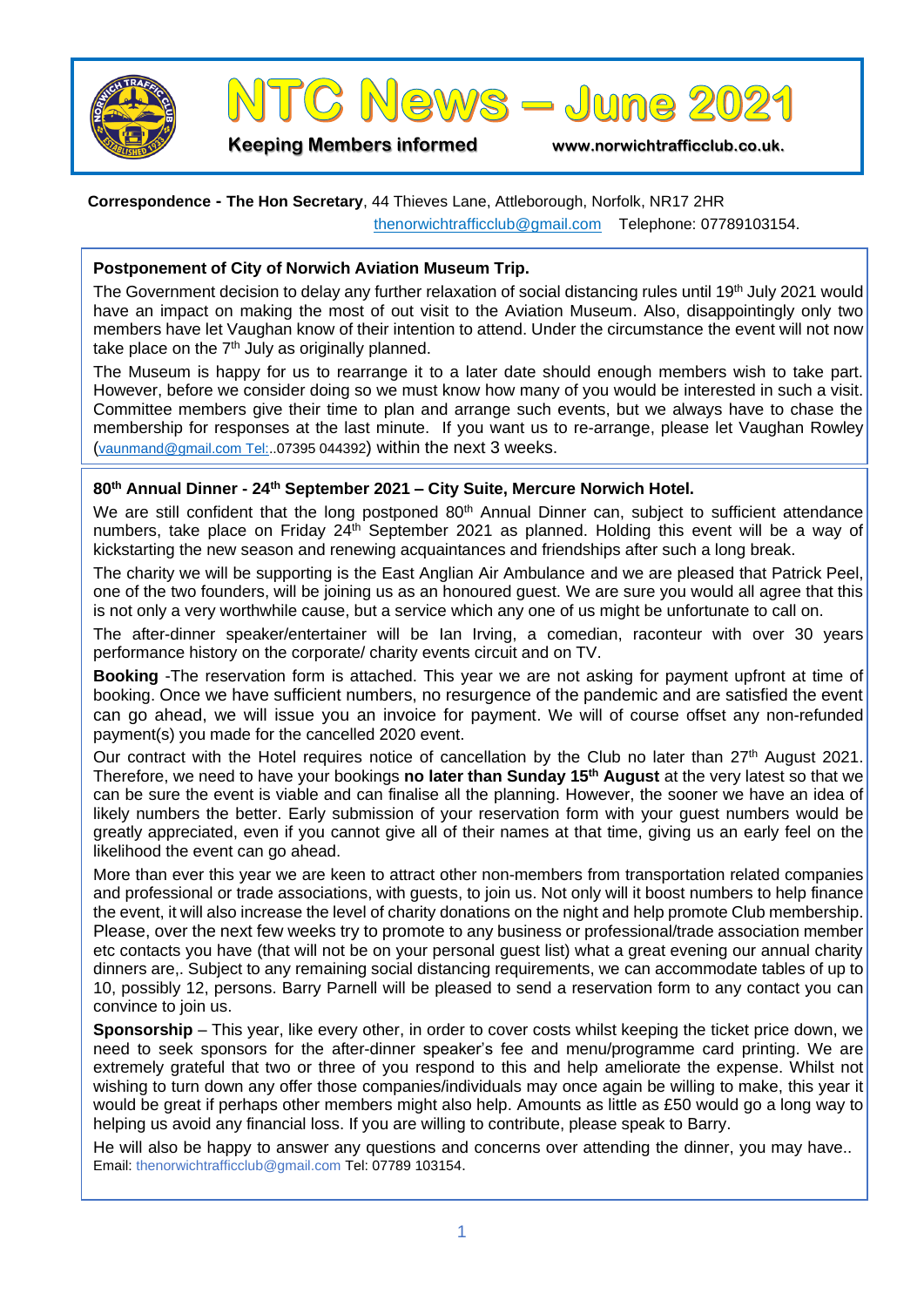# NTC News – June 2021

**Keeping Members informed** www.norwichtrafficclub.co.uk.

**Correspondence - The Hon Secretary**, 44 Thieves Lane, Attleborough, Norfolk, NR17 2HR
thenorwichtrafficclub@gmail.com Telephone: 07789103154.

### Postponement of City of Norwich Aviation Museum Trip.

The Government decision to delay any further relaxation of social distancing rules until 19th July 2021 would have an impact on making the most of out visit to the Aviation Museum. Also, disappointingly only two members have let Vaughan know of their intention to attend. Under the circumstance the event will not now take place on the 7th July as originally planned.

The Museum is happy for us to rearrange it to a later date should enough members wish to take part. However, before we consider doing so we must know how many of you would be interested in such a visit. Committee members give their time to plan and arrange such events, but we always have to chase the membership for responses at the last minute. If you want us to re-arrange, please let Vaughan Rowley (vaunmand@gmail.com Tel:..07395 044392) within the next 3 weeks.

### 80th Annual Dinner - 24th September 2021 – City Suite, Mercure Norwich Hotel.

We are still confident that the long postponed 80th Annual Dinner can, subject to sufficient attendance numbers, take place on Friday 24th September 2021 as planned. Holding this event will be a way of kickstarting the new season and renewing acquaintances and friendships after such a long break.

The charity we will be supporting is the East Anglian Air Ambulance and we are pleased that Patrick Peel, one of the two founders, will be joining us as an honoured guest. We are sure you would all agree that this is not only a very worthwhile cause, but a service which any one of us might be unfortunate to call on.

The after-dinner speaker/entertainer will be Ian Irving, a comedian, raconteur with over 30 years performance history on the corporate/ charity events circuit and on TV.

**Booking** -The reservation form is attached. This year we are not asking for payment upfront at time of booking. Once we have sufficient numbers, no resurgence of the pandemic and are satisfied the event can go ahead, we will issue you an invoice for payment. We will of course offset any non-refunded payment(s) you made for the cancelled 2020 event.

Our contract with the Hotel requires notice of cancellation by the Club no later than 27th August 2021. Therefore, we need to have your bookings **no later than Sunday 15th August** at the very latest so that we can be sure the event is viable and can finalise all the planning. However, the sooner we have an idea of likely numbers the better. Early submission of your reservation form with your guest numbers would be greatly appreciated, even if you cannot give all of their names at that time, giving us an early feel on the likelihood the event can go ahead.

More than ever this year we are keen to attract other non-members from transportation related companies and professional or trade associations, with guests, to join us. Not only will it boost numbers to help finance the event, it will also increase the level of charity donations on the night and help promote Club membership. Please, over the next few weeks try to promote to any business or professional/trade association member etc contacts you have (that will not be on your personal guest list) what a great evening our annual charity dinners are,. Subject to any remaining social distancing requirements, we can accommodate tables of up to 10, possibly 12, persons. Barry Parnell will be pleased to send a reservation form to any contact you can convince to join us.

**Sponsorship** – This year, like every other, in order to cover costs whilst keeping the ticket price down, we need to seek sponsors for the after-dinner speaker's fee and menu/programme card printing. We are extremely grateful that two or three of you respond to this and help ameliorate the expense. Whilst not wishing to turn down any offer those companies/individuals may once again be willing to make, this year it would be great if perhaps other members might also help. Amounts as little as £50 would go a long way to helping us avoid any financial loss. If you are willing to contribute, please speak to Barry.

He will also be happy to answer any questions and concerns over attending the dinner, you may have..
Email: thenorwichtrafficclub@gmail.com Tel: 07789 103154.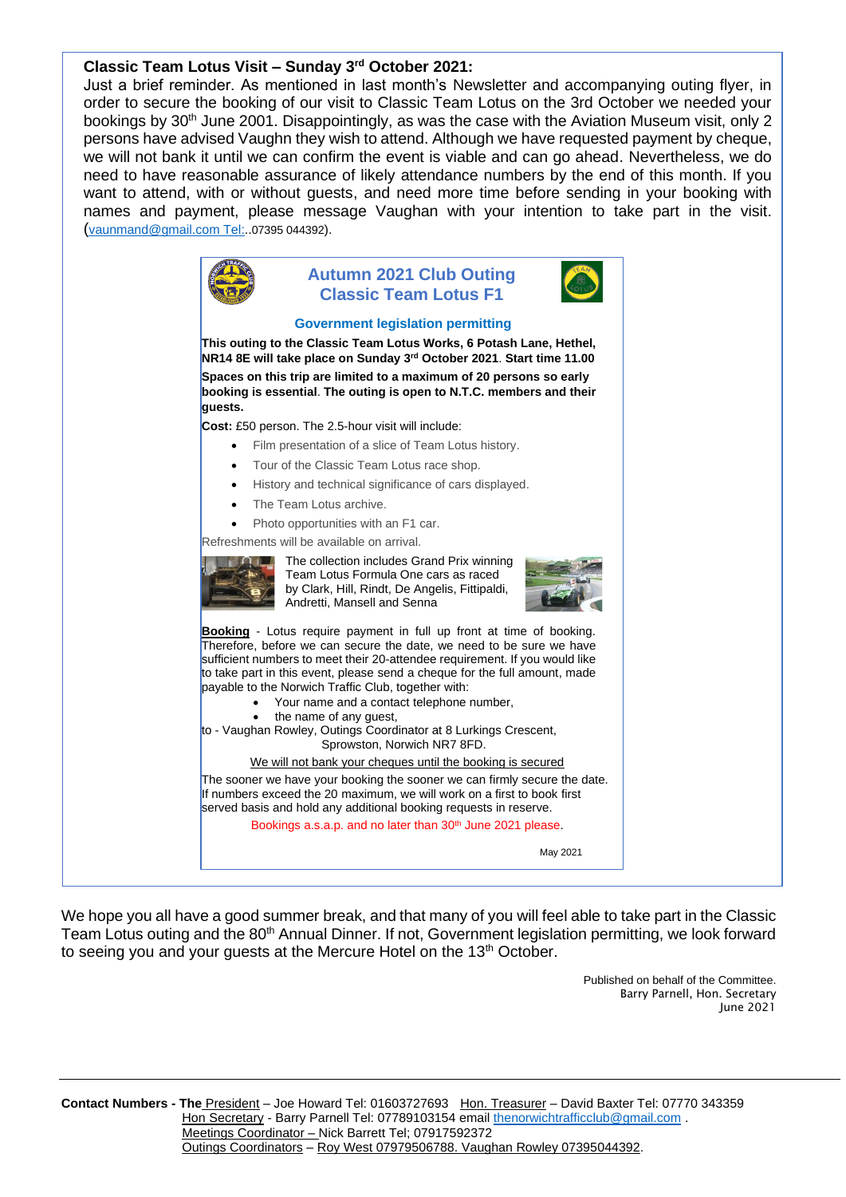**Classic Team Lotus Visit – Sunday 3rd October 2021:**

Just a brief reminder. As mentioned in last month's Newsletter and accompanying outing flyer, in order to secure the booking of our visit to Classic Team Lotus on the 3rd October we needed your bookings by 30th June 2001. Disappointingly, as was the case with the Aviation Museum visit, only 2 persons have advised Vaughn they wish to attend. Although we have requested payment by cheque, we will not bank it until we can confirm the event is viable and can go ahead. Nevertheless, we do need to have reasonable assurance of likely attendance numbers by the end of this month. If you want to attend, with or without guests, and need more time before sending in your booking with names and payment, please message Vaughan with your intention to take part in the visit. (vaunmand@gmail.com Tel:..07395 044392).

## Autumn 2021 Club Outing
## Classic Team Lotus F1

**Government legislation permitting**

**This outing to the Classic Team Lotus Works, 6 Potash Lane, Hethel, NR14 8E will take place on Sunday 3rd October 2021. Start time 11.00**

**Spaces on this trip are limited to a maximum of 20 persons so early booking is essential. The outing is open to N.T.C. members and their guests.**

**Cost:** £50 person. The 2.5-hour visit will include:

- Film presentation of a slice of Team Lotus history.
- Tour of the Classic Team Lotus race shop.
- History and technical significance of cars displayed.
- The Team Lotus archive.
- Photo opportunities with an F1 car.

Refreshments will be available on arrival.

The collection includes Grand Prix winning Team Lotus Formula One cars as raced by Clark, Hill, Rindt, De Angelis, Fittipaldi, Andretti, Mansell and Senna

**Booking** - Lotus require payment in full up front at time of booking. Therefore, before we can secure the date, we need to be sure we have sufficient numbers to meet their 20-attendee requirement. If you would like to take part in this event, please send a cheque for the full amount, made payable to the Norwich Traffic Club, together with:

- Your name and a contact telephone number,
- the name of any guest,

to - Vaughan Rowley, Outings Coordinator at 8 Lurkings Crescent, Sprowston, Norwich NR7 8FD.

We will not bank your cheques until the booking is secured

The sooner we have your booking the sooner we can firmly secure the date. If numbers exceed the 20 maximum, we will work on a first to book first served basis and hold any additional booking requests in reserve.

Bookings a.s.a.p. and no later than 30th June 2021 please.

May 2021

We hope you all have a good summer break, and that many of you will feel able to take part in the Classic Team Lotus outing and the 80th Annual Dinner. If not, Government legislation permitting, we look forward to seeing you and your guests at the Mercure Hotel on the 13th October.

Published on behalf of the Committee.
Barry Parnell, Hon. Secretary
June 2021

**Contact Numbers - The** President – Joe Howard Tel: 01603727693 Hon. Treasurer – David Baxter Tel: 07770 343359
Hon Secretary - Barry Parnell Tel: 07789103154 email thenorwichtrafficclub@gmail.com .
Meetings Coordinator – Nick Barrett Tel; 07917592372
Outings Coordinators – Roy West 07979506788. Vaughan Rowley 07395044392.